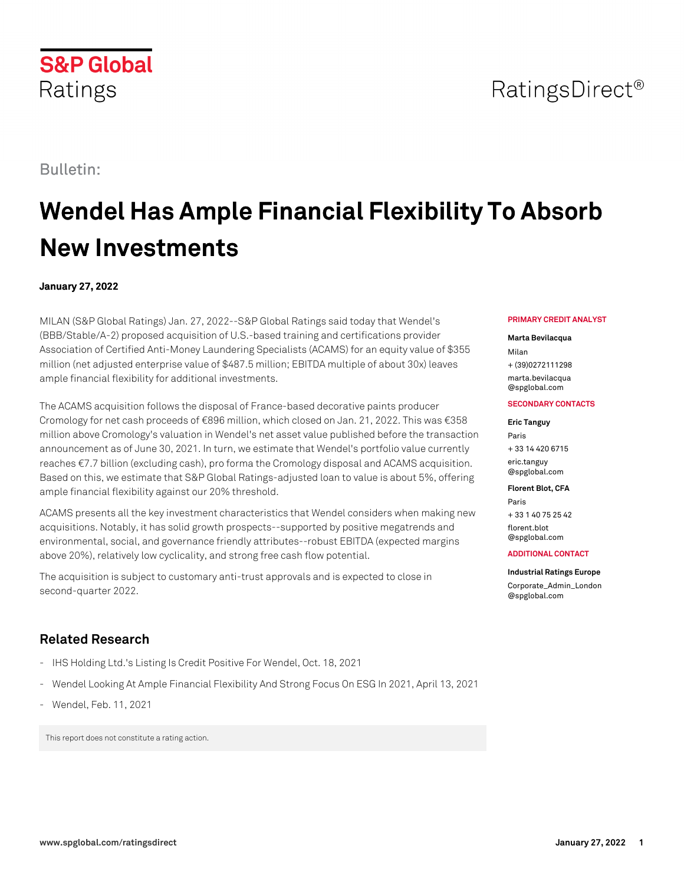S&P Global Ratings

RatingsDirect®

Bulletin:

# Wendel Has Ample Financial Flexibility To Absorb New Investments

**January 27, 2022**

MILAN (S&P Global Ratings) Jan. 27, 2022--S&P Global Ratings said today that Wendel's (BBB/Stable/A-2) proposed acquisition of U.S.-based training and certifications provider Association of Certified Anti-Money Laundering Specialists (ACAMS) for an equity value of $355 million (net adjusted enterprise value of $487.5 million; EBITDA multiple of about 30x) leaves ample financial flexibility for additional investments.

The ACAMS acquisition follows the disposal of France-based decorative paints producer Cromology for net cash proceeds of €896 million, which closed on Jan. 21, 2022. This was €358 million above Cromology's valuation in Wendel's net asset value published before the transaction announcement as of June 30, 2021. In turn, we estimate that Wendel's portfolio value currently reaches €7.7 billion (excluding cash), pro forma the Cromology disposal and ACAMS acquisition. Based on this, we estimate that S&P Global Ratings-adjusted loan to value is about 5%, offering ample financial flexibility against our 20% threshold.

ACAMS presents all the key investment characteristics that Wendel considers when making new acquisitions. Notably, it has solid growth prospects--supported by positive megatrends and environmental, social, and governance friendly attributes--robust EBITDA (expected margins above 20%), relatively low cyclicality, and strong free cash flow potential.

The acquisition is subject to customary anti-trust approvals and is expected to close in second-quarter 2022.

**PRIMARY CREDIT ANALYST**

**Marta Bevilacqua**
Milan
+ (39)0272111298
marta.bevilacqua@spglobal.com

**SECONDARY CONTACTS**

**Eric Tanguy**
Paris
+ 33 14 420 6715
eric.tanguy@spglobal.com

**Florent Blot, CFA**
Paris
+ 33 1 40 75 25 42
florent.blot@spglobal.com

**ADDITIONAL CONTACT**

**Industrial Ratings Europe**
Corporate_Admin_London@spglobal.com

## Related Research

- IHS Holding Ltd.'s Listing Is Credit Positive For Wendel, Oct. 18, 2021
- Wendel Looking At Ample Financial Flexibility And Strong Focus On ESG In 2021, April 13, 2021
- Wendel, Feb. 11, 2021

This report does not constitute a rating action.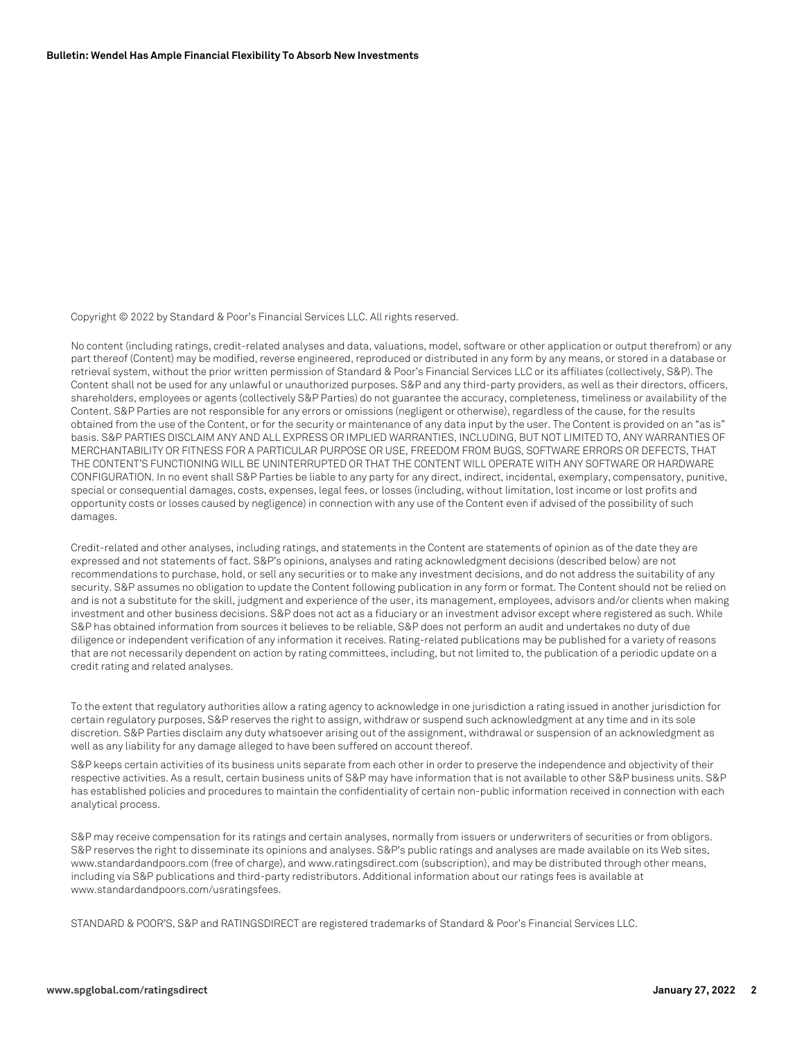Copyright © 2022 by Standard & Poor's Financial Services LLC. All rights reserved.

No content (including ratings, credit-related analyses and data, valuations, model, software or other application or output therefrom) or any part thereof (Content) may be modified, reverse engineered, reproduced or distributed in any form by any means, or stored in a database or retrieval system, without the prior written permission of Standard & Poor's Financial Services LLC or its affiliates (collectively, S&P). The Content shall not be used for any unlawful or unauthorized purposes. S&P and any third-party providers, as well as their directors, officers, shareholders, employees or agents (collectively S&P Parties) do not guarantee the accuracy, completeness, timeliness or availability of the Content. S&P Parties are not responsible for any errors or omissions (negligent or otherwise), regardless of the cause, for the results obtained from the use of the Content, or for the security or maintenance of any data input by the user. The Content is provided on an "as is" basis. S&P PARTIES DISCLAIM ANY AND ALL EXPRESS OR IMPLIED WARRANTIES, INCLUDING, BUT NOT LIMITED TO, ANY WARRANTIES OF MERCHANTABILITY OR FITNESS FOR A PARTICULAR PURPOSE OR USE, FREEDOM FROM BUGS, SOFTWARE ERRORS OR DEFECTS, THAT THE CONTENT'S FUNCTIONING WILL BE UNINTERRUPTED OR THAT THE CONTENT WILL OPERATE WITH ANY SOFTWARE OR HARDWARE CONFIGURATION. In no event shall S&P Parties be liable to any party for any direct, indirect, incidental, exemplary, compensatory, punitive, special or consequential damages, costs, expenses, legal fees, or losses (including, without limitation, lost income or lost profits and opportunity costs or losses caused by negligence) in connection with any use of the Content even if advised of the possibility of such damages.

Credit-related and other analyses, including ratings, and statements in the Content are statements of opinion as of the date they are expressed and not statements of fact. S&P's opinions, analyses and rating acknowledgment decisions (described below) are not recommendations to purchase, hold, or sell any securities or to make any investment decisions, and do not address the suitability of any security. S&P assumes no obligation to update the Content following publication in any form or format. The Content should not be relied on and is not a substitute for the skill, judgment and experience of the user, its management, employees, advisors and/or clients when making investment and other business decisions. S&P does not act as a fiduciary or an investment advisor except where registered as such. While S&P has obtained information from sources it believes to be reliable, S&P does not perform an audit and undertakes no duty of due diligence or independent verification of any information it receives. Rating-related publications may be published for a variety of reasons that are not necessarily dependent on action by rating committees, including, but not limited to, the publication of a periodic update on a credit rating and related analyses.

To the extent that regulatory authorities allow a rating agency to acknowledge in one jurisdiction a rating issued in another jurisdiction for certain regulatory purposes, S&P reserves the right to assign, withdraw or suspend such acknowledgment at any time and in its sole discretion. S&P Parties disclaim any duty whatsoever arising out of the assignment, withdrawal or suspension of an acknowledgment as well as any liability for any damage alleged to have been suffered on account thereof.

S&P keeps certain activities of its business units separate from each other in order to preserve the independence and objectivity of their respective activities. As a result, certain business units of S&P may have information that is not available to other S&P business units. S&P has established policies and procedures to maintain the confidentiality of certain non-public information received in connection with each analytical process.

S&P may receive compensation for its ratings and certain analyses, normally from issuers or underwriters of securities or from obligors. S&P reserves the right to disseminate its opinions and analyses. S&P's public ratings and analyses are made available on its Web sites, www.standardandpoors.com (free of charge), and www.ratingsdirect.com (subscription), and may be distributed through other means, including via S&P publications and third-party redistributors. Additional information about our ratings fees is available at www.standardandpoors.com/usratingsfees.

STANDARD & POOR'S, S&P and RATINGSDIRECT are registered trademarks of Standard & Poor's Financial Services LLC.